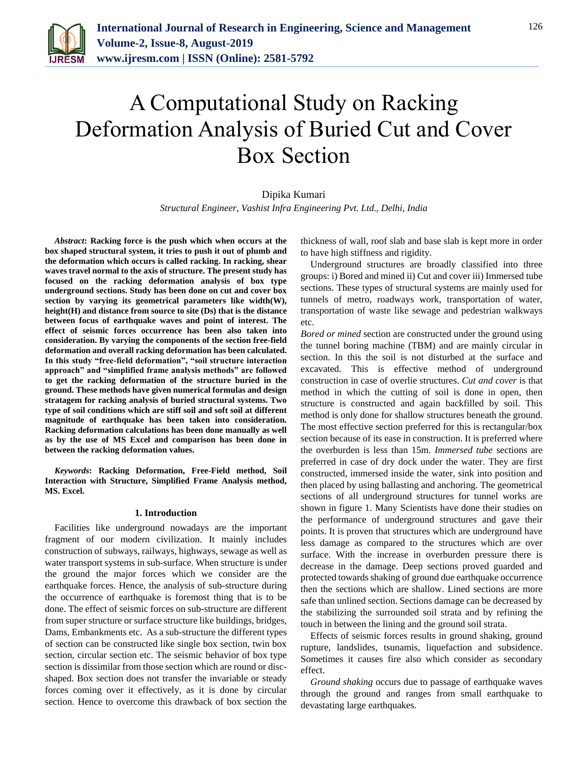# A Computational Study on Racking Deformation Analysis of Buried Cut and Cover Box Section

Dipika Kumari

*Structural Engineer, Vashist Infra Engineering Pvt. Ltd., Delhi, India*

***Abstract*: Racking force is the push which when occurs at the box shaped structural system, it tries to push it out of plumb and the deformation which occurs is called racking. In racking, shear waves travel normal to the axis of structure. The present study has focused on the racking deformation analysis of box type underground sections. Study has been done on cut and cover box section by varying its geometrical parameters like width(W), height(H) and distance from source to site (Ds) that is the distance between focus of earthquake waves and point of interest. The effect of seismic forces occurrence has been also taken into consideration. By varying the components of the section free-field deformation and overall racking deformation has been calculated. In this study "free-field deformation", "soil structure interaction approach" and "simplified frame analysis methods" are followed to get the racking deformation of the structure buried in the ground. These methods have given numerical formulas and design stratagem for racking analysis of buried structural systems. Two type of soil conditions which are stiff soil and soft soil at different magnitude of earthquake has been taken into consideration. Racking deformation calculations has been done manually as well as by the use of MS Excel and comparison has been done in between the racking deformation values.**

***Keywords*: Racking Deformation, Free-Field method, Soil Interaction with Structure, Simplified Frame Analysis method, MS. Excel.**

## 1. Introduction

Facilities like underground nowadays are the important fragment of our modern civilization. It mainly includes construction of subways, railways, highways, sewage as well as water transport systems in sub-surface. When structure is under the ground the major forces which we consider are the earthquake forces. Hence, the analysis of sub-structure during the occurrence of earthquake is foremost thing that is to be done. The effect of seismic forces on sub-structure are different from super structure or surface structure like buildings, bridges, Dams, Embankments etc. As a sub-structure the different types of section can be constructed like single box section, twin box section, circular section etc. The seismic behavior of box type section is dissimilar from those section which are round or disc-shaped. Box section does not transfer the invariable or steady forces coming over it effectively, as it is done by circular section. Hence to overcome this drawback of box section the thickness of wall, roof slab and base slab is kept more in order to have high stiffness and rigidity.

Underground structures are broadly classified into three groups: i) Bored and mined ii) Cut and cover iii) Immersed tube sections. These types of structural systems are mainly used for tunnels of metro, roadways work, transportation of water, transportation of waste like sewage and pedestrian walkways etc.

*Bored or mined* section are constructed under the ground using the tunnel boring machine (TBM) and are mainly circular in section. In this the soil is not disturbed at the surface and excavated. This is effective method of underground construction in case of overlie structures. *Cut and cover* is that method in which the cutting of soil is done in open, then structure is constructed and again backfilled by soil. This method is only done for shallow structures beneath the ground. The most effective section preferred for this is rectangular/box section because of its ease in construction. It is preferred where the overburden is less than 15m. *Immersed tube* sections are preferred in case of dry dock under the water. They are first constructed, immersed inside the water, sink into position and then placed by using ballasting and anchoring. The geometrical sections of all underground structures for tunnel works are shown in figure 1. Many Scientists have done their studies on the performance of underground structures and gave their points. It is proven that structures which are underground have less damage as compared to the structures which are over surface. With the increase in overburden pressure there is decrease in the damage. Deep sections proved guarded and protected towards shaking of ground due earthquake occurrence then the sections which are shallow. Lined sections are more safe than unlined section. Sections damage can be decreased by the stabilizing the surrounded soil strata and by refining the touch in between the lining and the ground soil strata.

Effects of seismic forces results in ground shaking, ground rupture, landslides, tsunamis, liquefaction and subsidence. Sometimes it causes fire also which consider as secondary effect.

*Ground shaking* occurs due to passage of earthquake waves through the ground and ranges from small earthquake to devastating large earthquakes.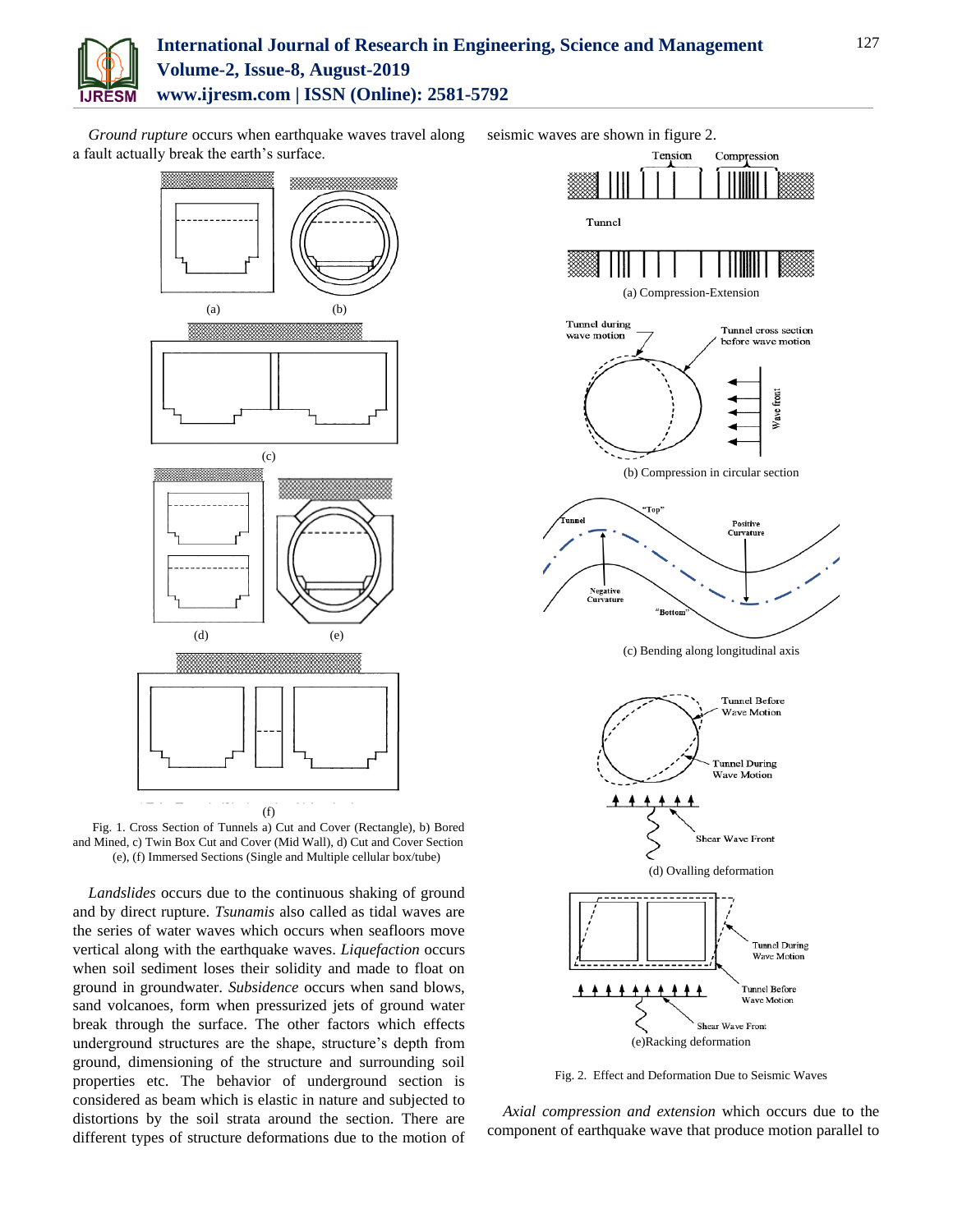*Ground rupture* occurs when earthquake waves travel along a fault actually break the earth's surface.

Fig. 1. Cross Section of Tunnels a) Cut and Cover (Rectangle), b) Bored and Mined, c) Twin Box Cut and Cover (Mid Wall), d) Cut and Cover Section (e), (f) Immersed Sections (Single and Multiple cellular box/tube)

*Landslides* occurs due to the continuous shaking of ground and by direct rupture. *Tsunamis* also called as tidal waves are the series of water waves which occurs when seafloors move vertical along with the earthquake waves. *Liquefaction* occurs when soil sediment loses their solidity and made to float on ground in groundwater. *Subsidence* occurs when sand blows, sand volcanoes, form when pressurized jets of ground water break through the surface. The other factors which effects underground structures are the shape, structure's depth from ground, dimensioning of the structure and surrounding soil properties etc. The behavior of underground section is considered as beam which is elastic in nature and subjected to distortions by the soil strata around the section. There are different types of structure deformations due to the motion of seismic waves are shown in figure 2.

Fig. 2. Effect and Deformation Due to Seismic Waves

*Axial compression and extension* which occurs due to the component of earthquake wave that produce motion parallel to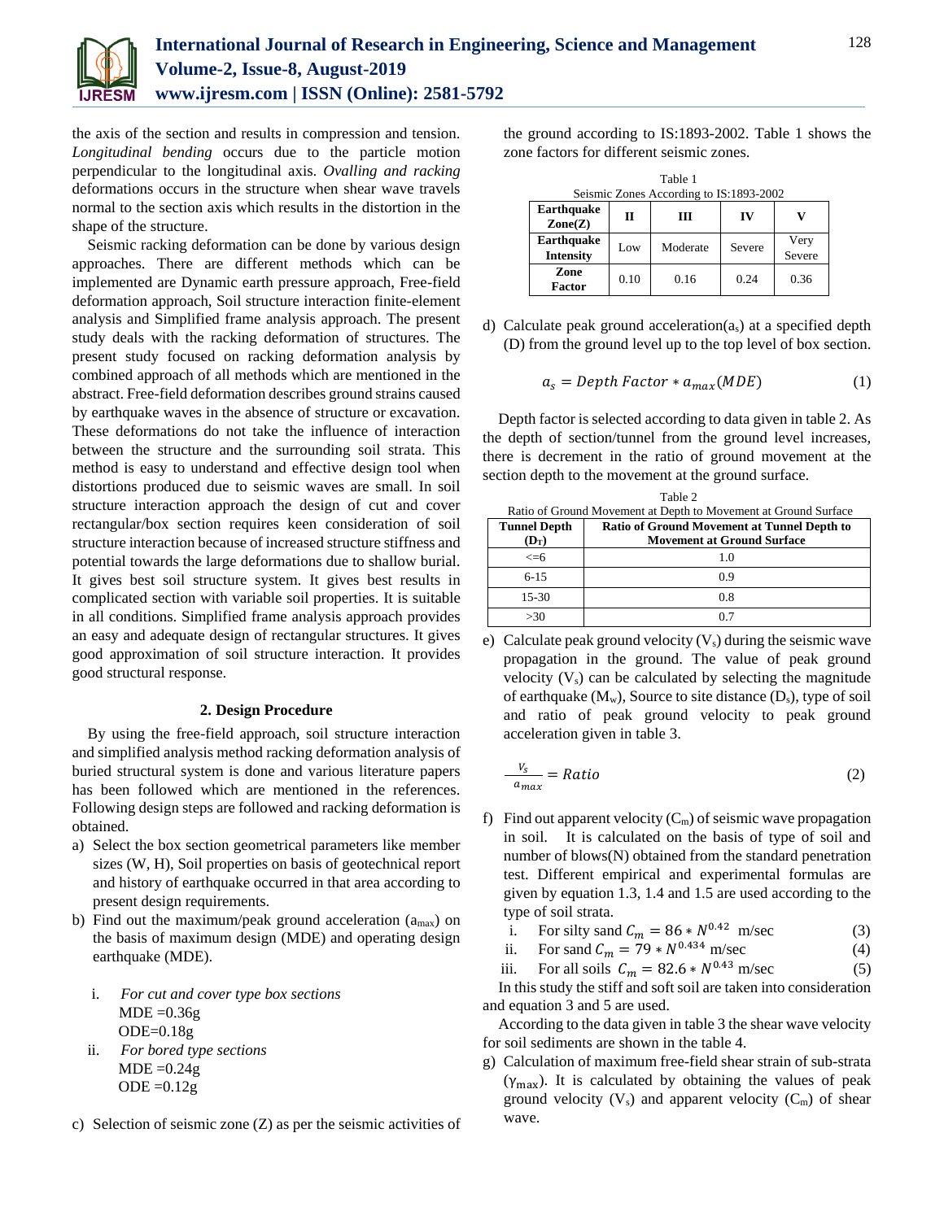the axis of the section and results in compression and tension. *Longitudinal bending* occurs due to the particle motion perpendicular to the longitudinal axis. *Ovalling and racking* deformations occurs in the structure when shear wave travels normal to the section axis which results in the distortion in the shape of the structure.

Seismic racking deformation can be done by various design approaches. There are different methods which can be implemented are Dynamic earth pressure approach, Free-field deformation approach, Soil structure interaction finite-element analysis and Simplified frame analysis approach. The present study deals with the racking deformation of structures. The present study focused on racking deformation analysis by combined approach of all methods which are mentioned in the abstract. Free-field deformation describes ground strains caused by earthquake waves in the absence of structure or excavation. These deformations do not take the influence of interaction between the structure and the surrounding soil strata. This method is easy to understand and effective design tool when distortions produced due to seismic waves are small. In soil structure interaction approach the design of cut and cover rectangular/box section requires keen consideration of soil structure interaction because of increased structure stiffness and potential towards the large deformations due to shallow burial. It gives best soil structure system. It gives best results in complicated section with variable soil properties. It is suitable in all conditions. Simplified frame analysis approach provides an easy and adequate design of rectangular structures. It gives good approximation of soil structure interaction. It provides good structural response.

## 2. Design Procedure

By using the free-field approach, soil structure interaction and simplified analysis method racking deformation analysis of buried structural system is done and various literature papers has been followed which are mentioned in the references. Following design steps are followed and racking deformation is obtained.

a) Select the box section geometrical parameters like member sizes (W, H), Soil properties on basis of geotechnical report and history of earthquake occurred in that area according to present design requirements.

b) Find out the maximum/peak ground acceleration ($a_{max}$) on the basis of maximum design (MDE) and operating design earthquake (MDE).

   i. *For cut and cover type box sections*
      MDE =0.36g
      ODE=0.18g
   ii. *For bored type sections*
      MDE =0.24g
      ODE =0.12g

c) Selection of seismic zone (Z) as per the seismic activities of the ground according to IS:1893-2002. Table 1 shows the zone factors for different seismic zones.

Table 1
Seismic Zones According to IS:1893-2002

| Earthquake Zone(Z) | II | III | IV | V |
|---|---|---|---|---|
| Earthquake Intensity | Low | Moderate | Severe | Very Severe |
| Zone Factor | 0.10 | 0.16 | 0.24 | 0.36 |

d) Calculate peak ground acceleration($a_s$) at a specified depth (D) from the ground level up to the top level of box section.

$$a_s = Depth\ Factor * a_{max}(MDE) \tag{1}$$

Depth factor is selected according to data given in table 2. As the depth of section/tunnel from the ground level increases, there is decrement in the ratio of ground movement at the section depth to the movement at the ground surface.

Table 2
Ratio of Ground Movement at Depth to Movement at Ground Surface

| Tunnel Depth ($D_T$) | Ratio of Ground Movement at Tunnel Depth to Movement at Ground Surface |
|---|---|
| <=6 | 1.0 |
| 6-15 | 0.9 |
| 15-30 | 0.8 |
| >30 | 0.7 |

e) Calculate peak ground velocity ($V_s$) during the seismic wave propagation in the ground. The value of peak ground velocity ($V_s$) can be calculated by selecting the magnitude of earthquake ($M_w$), Source to site distance ($D_s$), type of soil and ratio of peak ground velocity to peak ground acceleration given in table 3.

$$\frac{V_s}{a_{max}} = Ratio \tag{2}$$

f) Find out apparent velocity ($C_m$) of seismic wave propagation in soil. It is calculated on the basis of type of soil and number of blows(N) obtained from the standard penetration test. Different empirical and experimental formulas are given by equation 1.3, 1.4 and 1.5 are used according to the type of soil strata.

   i. For silty sand $C_m = 86 * N^{0.42}$ m/sec (3)
   ii. For sand $C_m = 79 * N^{0.434}$ m/sec (4)
   iii. For all soils $C_m = 82.6 * N^{0.43}$ m/sec (5)

In this study the stiff and soft soil are taken into consideration and equation 3 and 5 are used.

According to the data given in table 3 the shear wave velocity for soil sediments are shown in the table 4.

g) Calculation of maximum free-field shear strain of sub-strata ($\gamma_{max}$). It is calculated by obtaining the values of peak ground velocity ($V_s$) and apparent velocity ($C_m$) of shear wave.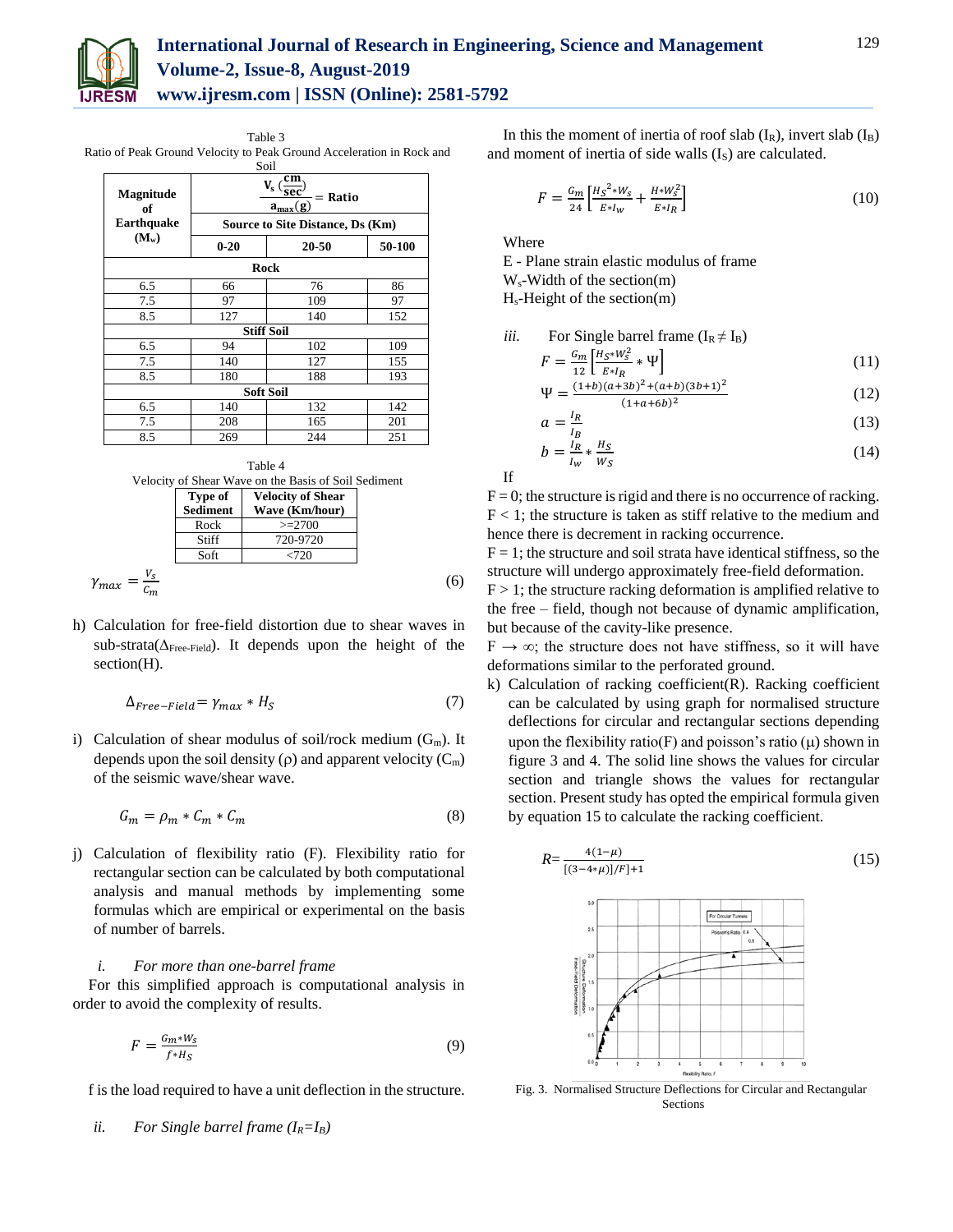Table 3
Ratio of Peak Ground Velocity to Peak Ground Acceleration in Rock and Soil

| Magnitude of Earthquake ($M_w$) | $\frac{V_s\,(\frac{cm}{sec})}{a_{max}(g)}$ = Ratio | | |
|---|---|---|---|
| | Source to Site Distance, Ds (Km) | | |
| | 0-20 | 20-50 | 50-100 |
| **Rock** | | | |
| 6.5 | 66 | 76 | 86 |
| 7.5 | 97 | 109 | 97 |
| 8.5 | 127 | 140 | 152 |
| **Stiff Soil** | | | |
| 6.5 | 94 | 102 | 109 |
| 7.5 | 140 | 127 | 155 |
| 8.5 | 180 | 188 | 193 |
| **Soft Soil** | | | |
| 6.5 | 140 | 132 | 142 |
| 7.5 | 208 | 165 | 201 |
| 8.5 | 269 | 244 | 251 |

Table 4
Velocity of Shear Wave on the Basis of Soil Sediment

| Type of Sediment | Velocity of Shear Wave (Km/hour) |
|---|---|
| Rock | >=2700 |
| Stiff | 720-9720 |
| Soft | <720 |

$$\gamma_{max} = \frac{V_s}{C_m} \tag{6}$$

h) Calculation for free-field distortion due to shear waves in sub-strata($\Delta_{Free-Field}$). It depends upon the height of the section(H).

$$\Delta_{Free-Field} = \gamma_{max} * H_S \tag{7}$$

i) Calculation of shear modulus of soil/rock medium ($G_m$). It depends upon the soil density ($\rho$) and apparent velocity ($C_m$) of the seismic wave/shear wave.

$$G_m = \rho_m * C_m * C_m \tag{8}$$

j) Calculation of flexibility ratio (F). Flexibility ratio for rectangular section can be calculated by both computational analysis and manual methods by implementing some formulas which are empirical or experimental on the basis of number of barrels.

*i. For more than one-barrel frame*

For this simplified approach is computational analysis in order to avoid the complexity of results.

$$F = \frac{G_m * W_S}{f * H_S} \tag{9}$$

f is the load required to have a unit deflection in the structure.

*ii. For Single barrel frame ($I_R$=$I_B$)*

In this the moment of inertia of roof slab ($I_R$), invert slab ($I_B$) and moment of inertia of side walls ($I_S$) are calculated.

$$F = \frac{G_m}{24}\left[\frac{{H_S}^2 * W_S}{E * I_W} + \frac{H * W_S^2}{E * I_R}\right] \tag{10}$$

Where

E - Plane strain elastic modulus of frame

$W_s$-Width of the section(m)

$H_s$-Height of the section(m)

*iii.* For Single barrel frame ($I_R \neq I_B$)

$$F = \frac{G_m}{12}\left[\frac{H_S * W_S^2}{E * I_R} * \Psi\right] \tag{11}$$

$$\Psi = \frac{(1+b)(a+3b)^2 + (a+b)(3b+1)^2}{(1+a+6b)^2} \tag{12}$$

$$a = \frac{I_R}{I_B} \tag{13}$$

$$b = \frac{I_R}{I_W} * \frac{H_S}{W_S} \tag{14}$$

If

F = 0; the structure is rigid and there is no occurrence of racking.

F < 1; the structure is taken as stiff relative to the medium and hence there is decrement in racking occurrence.

F = 1; the structure and soil strata have identical stiffness, so the structure will undergo approximately free-field deformation.

F > 1; the structure racking deformation is amplified relative to the free – field, though not because of dynamic amplification, but because of the cavity-like presence.

F → ∞; the structure does not have stiffness, so it will have deformations similar to the perforated ground.

k) Calculation of racking coefficient(R). Racking coefficient can be calculated by using graph for normalised structure deflections for circular and rectangular sections depending upon the flexibility ratio(F) and poisson's ratio ($\mu$) shown in figure 3 and 4. The solid line shows the values for circular section and triangle shows the values for rectangular section. Present study has opted the empirical formula given by equation 15 to calculate the racking coefficient.

$$R = \frac{4(1-\mu)}{[(3-4*\mu)]/F]+1} \tag{15}$$

Fig. 3. Normalised Structure Deflections for Circular and Rectangular Sections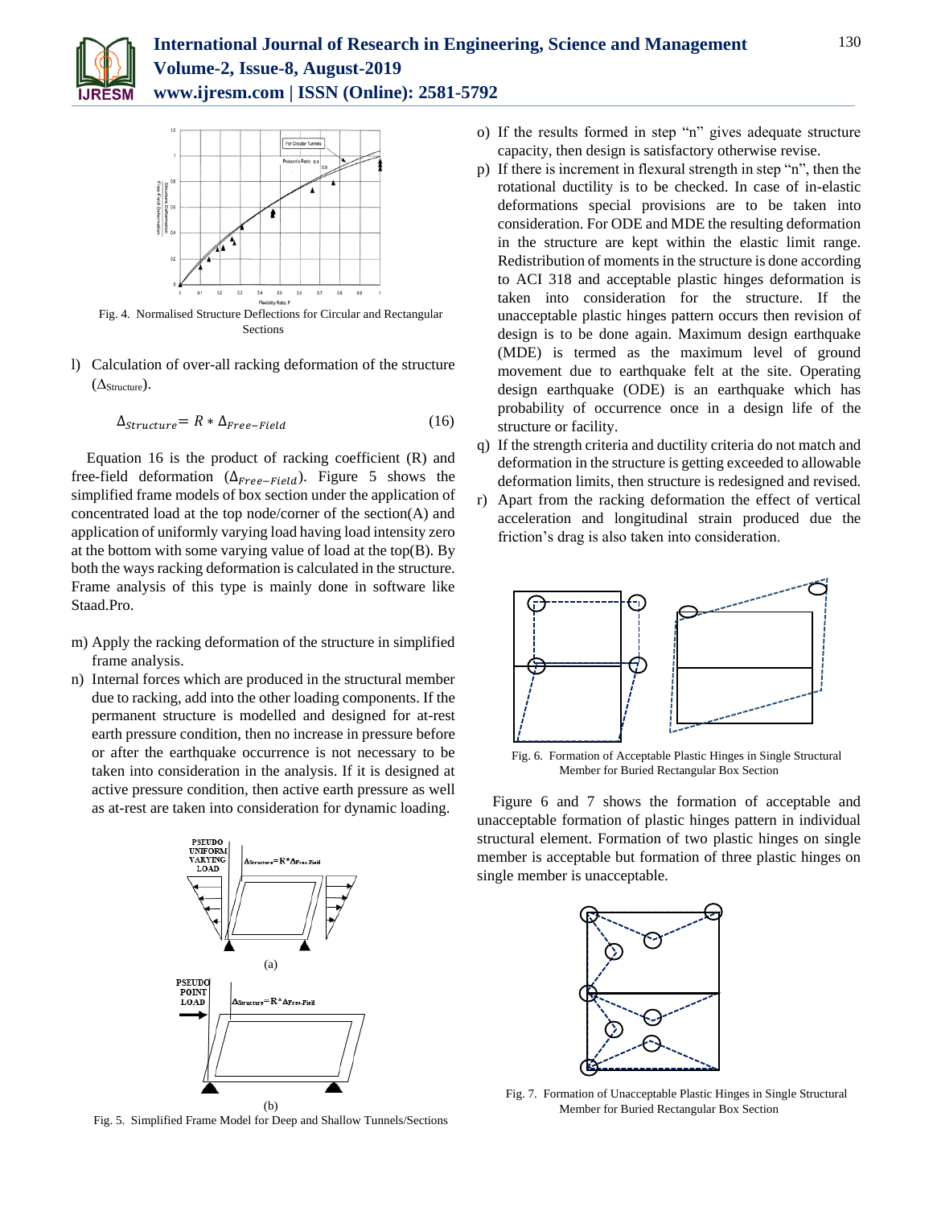Fig. 4. Normalised Structure Deflections for Circular and Rectangular Sections

l) Calculation of over-all racking deformation of the structure ($\Delta_{Structure}$).

$$\Delta_{Structure} = R * \Delta_{Free-Field} \quad (16)$$

Equation 16 is the product of racking coefficient (R) and free-field deformation ($\Delta_{Free-Field}$). Figure 5 shows the simplified frame models of box section under the application of concentrated load at the top node/corner of the section(A) and application of uniformly varying load having load intensity zero at the bottom with some varying value of load at the top(B). By both the ways racking deformation is calculated in the structure. Frame analysis of this type is mainly done in software like Staad.Pro.

m) Apply the racking deformation of the structure in simplified frame analysis.

n) Internal forces which are produced in the structural member due to racking, add into the other loading components. If the permanent structure is modelled and designed for at-rest earth pressure condition, then no increase in pressure before or after the earthquake occurrence is not necessary to be taken into consideration in the analysis. If it is designed at active pressure condition, then active earth pressure as well as at-rest are taken into consideration for dynamic loading.

Fig. 5. Simplified Frame Model for Deep and Shallow Tunnels/Sections

o) If the results formed in step "n" gives adequate structure capacity, then design is satisfactory otherwise revise.

p) If there is increment in flexural strength in step "n", then the rotational ductility is to be checked. In case of in-elastic deformations special provisions are to be taken into consideration. For ODE and MDE the resulting deformation in the structure are kept within the elastic limit range. Redistribution of moments in the structure is done according to ACI 318 and acceptable plastic hinges deformation is taken into consideration for the structure. If the unacceptable plastic hinges pattern occurs then revision of design is to be done again. Maximum design earthquake (MDE) is termed as the maximum level of ground movement due to earthquake felt at the site. Operating design earthquake (ODE) is an earthquake which has probability of occurrence once in a design life of the structure or facility.

q) If the strength criteria and ductility criteria do not match and deformation in the structure is getting exceeded to allowable deformation limits, then structure is redesigned and revised.

r) Apart from the racking deformation the effect of vertical acceleration and longitudinal strain produced due the friction's drag is also taken into consideration.

Fig. 6. Formation of Acceptable Plastic Hinges in Single Structural Member for Buried Rectangular Box Section

Figure 6 and 7 shows the formation of acceptable and unacceptable formation of plastic hinges pattern in individual structural element. Formation of two plastic hinges on single member is acceptable but formation of three plastic hinges on single member is unacceptable.

Fig. 7. Formation of Unacceptable Plastic Hinges in Single Structural Member for Buried Rectangular Box Section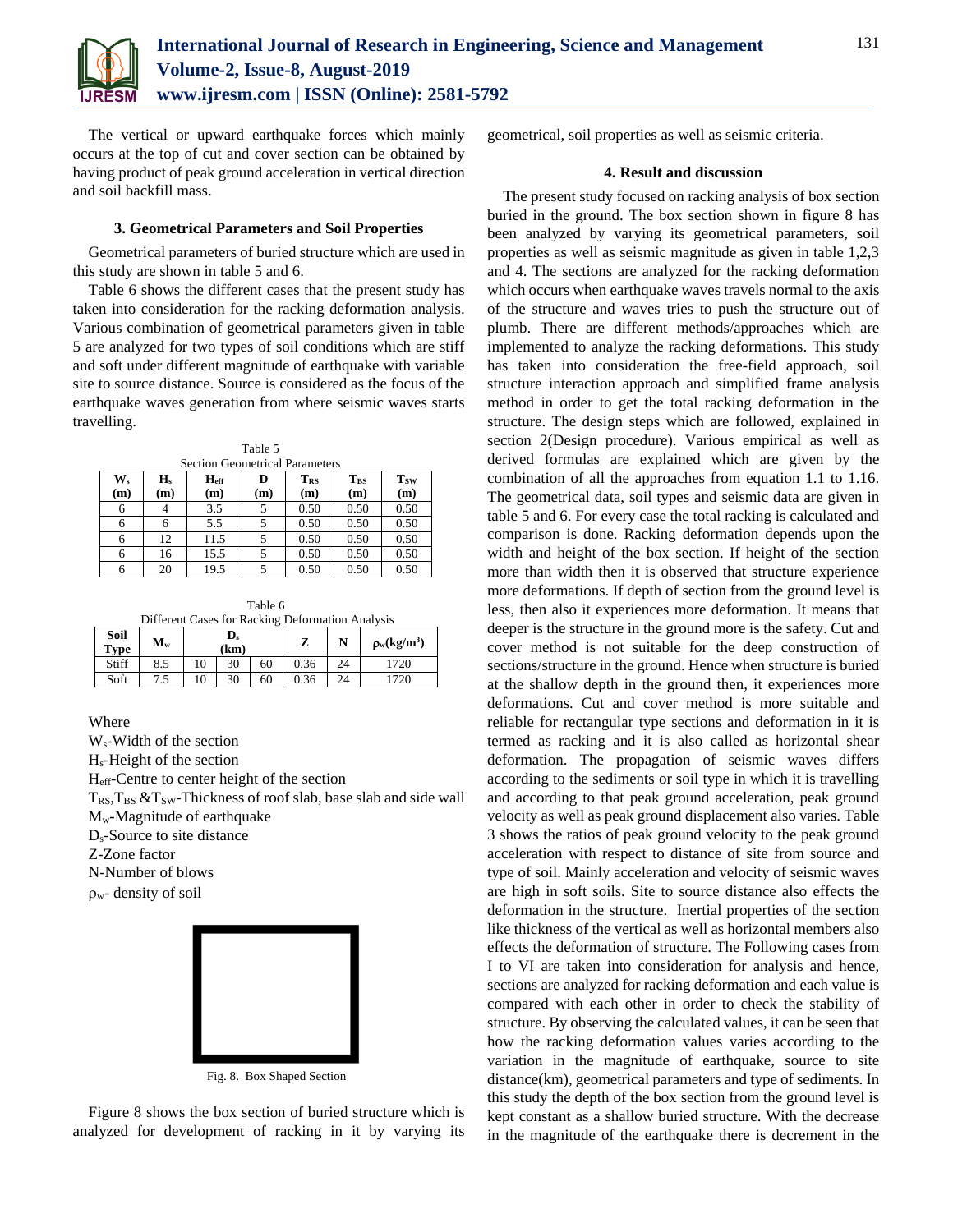The vertical or upward earthquake forces which mainly occurs at the top of cut and cover section can be obtained by having product of peak ground acceleration in vertical direction and soil backfill mass.

### 3. Geometrical Parameters and Soil Properties

Geometrical parameters of buried structure which are used in this study are shown in table 5 and 6.

Table 6 shows the different cases that the present study has taken into consideration for the racking deformation analysis. Various combination of geometrical parameters given in table 5 are analyzed for two types of soil conditions which are stiff and soft under different magnitude of earthquake with variable site to source distance. Source is considered as the focus of the earthquake waves generation from where seismic waves starts travelling.

Table 5
Section Geometrical Parameters

| $W_s$ (m) | $H_s$ (m) | $H_{eff}$ (m) | D (m) | $T_{RS}$ (m) | $T_{BS}$ (m) | $T_{SW}$ (m) |
|---|---|---|---|---|---|---|
| 6 | 4 | 3.5 | 5 | 0.50 | 0.50 | 0.50 |
| 6 | 6 | 5.5 | 5 | 0.50 | 0.50 | 0.50 |
| 6 | 12 | 11.5 | 5 | 0.50 | 0.50 | 0.50 |
| 6 | 16 | 15.5 | 5 | 0.50 | 0.50 | 0.50 |
| 6 | 20 | 19.5 | 5 | 0.50 | 0.50 | 0.50 |

Table 6
Different Cases for Racking Deformation Analysis

| Soil Type | $M_w$ | $D_s$ (km) | | | Z | N | $\rho_w$(kg/m$^3$) |
|---|---|---|---|---|---|---|---|
| Stiff | 8.5 | 10 | 30 | 60 | 0.36 | 24 | 1720 |
| Soft | 7.5 | 10 | 30 | 60 | 0.36 | 24 | 1720 |

Where

$W_s$-Width of the section
$H_s$-Height of the section
$H_{eff}$-Centre to center height of the section
$T_{RS}$,$T_{BS}$ &$T_{SW}$-Thickness of roof slab, base slab and side wall
$M_w$-Magnitude of earthquake
$D_s$-Source to site distance
Z-Zone factor
N-Number of blows
$\rho_w$- density of soil

Fig. 8. Box Shaped Section

Figure 8 shows the box section of buried structure which is analyzed for development of racking in it by varying its geometrical, soil properties as well as seismic criteria.

### 4. Result and discussion

The present study focused on racking analysis of box section buried in the ground. The box section shown in figure 8 has been analyzed by varying its geometrical parameters, soil properties as well as seismic magnitude as given in table 1,2,3 and 4. The sections are analyzed for the racking deformation which occurs when earthquake waves travels normal to the axis of the structure and waves tries to push the structure out of plumb. There are different methods/approaches which are implemented to analyze the racking deformations. This study has taken into consideration the free-field approach, soil structure interaction approach and simplified frame analysis method in order to get the total racking deformation in the structure. The design steps which are followed, explained in section 2(Design procedure). Various empirical as well as derived formulas are explained which are given by the combination of all the approaches from equation 1.1 to 1.16. The geometrical data, soil types and seismic data are given in table 5 and 6. For every case the total racking is calculated and comparison is done. Racking deformation depends upon the width and height of the box section. If height of the section more than width then it is observed that structure experience more deformations. If depth of section from the ground level is less, then also it experiences more deformation. It means that deeper is the structure in the ground more is the safety. Cut and cover method is not suitable for the deep construction of sections/structure in the ground. Hence when structure is buried at the shallow depth in the ground then, it experiences more deformations. Cut and cover method is more suitable and reliable for rectangular type sections and deformation in it is termed as racking and it is also called as horizontal shear deformation. The propagation of seismic waves differs according to the sediments or soil type in which it is travelling and according to that peak ground acceleration, peak ground velocity as well as peak ground displacement also varies. Table 3 shows the ratios of peak ground velocity to the peak ground acceleration with respect to distance of site from source and type of soil. Mainly acceleration and velocity of seismic waves are high in soft soils. Site to source distance also effects the deformation in the structure. Inertial properties of the section like thickness of the vertical as well as horizontal members also effects the deformation of structure. The Following cases from I to VI are taken into consideration for analysis and hence, sections are analyzed for racking deformation and each value is compared with each other in order to check the stability of structure. By observing the calculated values, it can be seen that how the racking deformation values varies according to the variation in the magnitude of earthquake, source to site distance(km), geometrical parameters and type of sediments. In this study the depth of the box section from the ground level is kept constant as a shallow buried structure. With the decrease in the magnitude of the earthquake there is decrement in the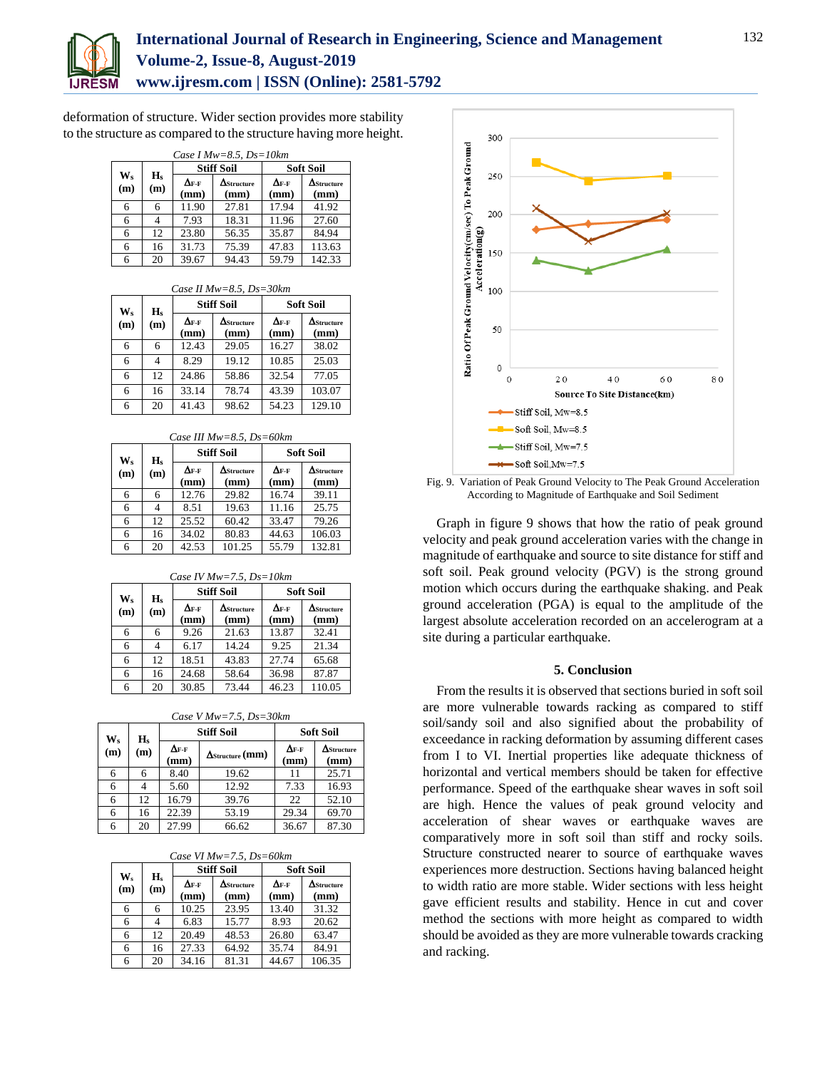deformation of structure. Wider section provides more stability to the structure as compared to the structure having more height.

*Case I Mw=8.5, Ds=10km*

| $W_s$ (m) | $H_s$ (m) | Stiff Soil | | Soft Soil | |
|---|---|---|---|---|---|
| | | $\Delta_{F-F}$ (mm) | $\Delta_{Structure}$ (mm) | $\Delta_{F-F}$ (mm) | $\Delta_{Structure}$ (mm) |
| 6 | 6 | 11.90 | 27.81 | 17.94 | 41.92 |
| 6 | 4 | 7.93 | 18.31 | 11.96 | 27.60 |
| 6 | 12 | 23.80 | 56.35 | 35.87 | 84.94 |
| 6 | 16 | 31.73 | 75.39 | 47.83 | 113.63 |
| 6 | 20 | 39.67 | 94.43 | 59.79 | 142.33 |

*Case II Mw=8.5, Ds=30km*

| $W_s$ (m) | $H_s$ (m) | Stiff Soil | | Soft Soil | |
|---|---|---|---|---|---|
| | | $\Delta_{F-F}$ (mm) | $\Delta_{Structure}$ (mm) | $\Delta_{F-F}$ (mm) | $\Delta_{Structure}$ (mm) |
| 6 | 6 | 12.43 | 29.05 | 16.27 | 38.02 |
| 6 | 4 | 8.29 | 19.12 | 10.85 | 25.03 |
| 6 | 12 | 24.86 | 58.86 | 32.54 | 77.05 |
| 6 | 16 | 33.14 | 78.74 | 43.39 | 103.07 |
| 6 | 20 | 41.43 | 98.62 | 54.23 | 129.10 |

*Case III Mw=8.5, Ds=60km*

| $W_s$ (m) | $H_s$ (m) | Stiff Soil | | Soft Soil | |
|---|---|---|---|---|---|
| | | $\Delta_{F-F}$ (mm) | $\Delta_{Structure}$ (mm) | $\Delta_{F-F}$ (mm) | $\Delta_{Structure}$ (mm) |
| 6 | 6 | 12.76 | 29.82 | 16.74 | 39.11 |
| 6 | 4 | 8.51 | 19.63 | 11.16 | 25.75 |
| 6 | 12 | 25.52 | 60.42 | 33.47 | 79.26 |
| 6 | 16 | 34.02 | 80.83 | 44.63 | 106.03 |
| 6 | 20 | 42.53 | 101.25 | 55.79 | 132.81 |

*Case IV Mw=7.5, Ds=10km*

| $W_s$ (m) | $H_s$ (m) | Stiff Soil | | Soft Soil | |
|---|---|---|---|---|---|
| | | $\Delta_{F-F}$ (mm) | $\Delta_{Structure}$ (mm) | $\Delta_{F-F}$ (mm) | $\Delta_{Structure}$ (mm) |
| 6 | 6 | 9.26 | 21.63 | 13.87 | 32.41 |
| 6 | 4 | 6.17 | 14.24 | 9.25 | 21.34 |
| 6 | 12 | 18.51 | 43.83 | 27.74 | 65.68 |
| 6 | 16 | 24.68 | 58.64 | 36.98 | 87.87 |
| 6 | 20 | 30.85 | 73.44 | 46.23 | 110.05 |

*Case V Mw=7.5, Ds=30km*

| $W_s$ (m) | $H_s$ (m) | Stiff Soil | | Soft Soil | |
|---|---|---|---|---|---|
| | | $\Delta_{F-F}$ (mm) | $\Delta_{Structure}$ (mm) | $\Delta_{F-F}$ (mm) | $\Delta_{Structure}$ (mm) |
| 6 | 6 | 8.40 | 19.62 | 11 | 25.71 |
| 6 | 4 | 5.60 | 12.92 | 7.33 | 16.93 |
| 6 | 12 | 16.79 | 39.76 | 22 | 52.10 |
| 6 | 16 | 22.39 | 53.19 | 29.34 | 69.70 |
| 6 | 20 | 27.99 | 66.62 | 36.67 | 87.30 |

*Case VI Mw=7.5, Ds=60km*

| $W_s$ (m) | $H_s$ (m) | Stiff Soil | | Soft Soil | |
|---|---|---|---|---|---|
| | | $\Delta_{F-F}$ (mm) | $\Delta_{Structure}$ (mm) | $\Delta_{F-F}$ (mm) | $\Delta_{Structure}$ (mm) |
| 6 | 6 | 10.25 | 23.95 | 13.40 | 31.32 |
| 6 | 4 | 6.83 | 15.77 | 8.93 | 20.62 |
| 6 | 12 | 20.49 | 48.53 | 26.80 | 63.47 |
| 6 | 16 | 27.33 | 64.92 | 35.74 | 84.91 |
| 6 | 20 | 34.16 | 81.31 | 44.67 | 106.35 |

Fig. 9. Variation of Peak Ground Velocity to The Peak Ground Acceleration According to Magnitude of Earthquake and Soil Sediment

Graph in figure 9 shows that how the ratio of peak ground velocity and peak ground acceleration varies with the change in magnitude of earthquake and source to site distance for stiff and soft soil. Peak ground velocity (PGV) is the strong ground motion which occurs during the earthquake shaking. and Peak ground acceleration (PGA) is equal to the amplitude of the largest absolute acceleration recorded on an accelerogram at a site during a particular earthquake.

## 5. Conclusion

From the results it is observed that sections buried in soft soil are more vulnerable towards racking as compared to stiff soil/sandy soil and also signified about the probability of exceedance in racking deformation by assuming different cases from I to VI. Inertial properties like adequate thickness of horizontal and vertical members should be taken for effective performance. Speed of the earthquake shear waves in soft soil are high. Hence the values of peak ground velocity and acceleration of shear waves or earthquake waves are comparatively more in soft soil than stiff and rocky soils. Structure constructed nearer to source of earthquake waves experiences more destruction. Sections having balanced height to width ratio are more stable. Wider sections with less height gave efficient results and stability. Hence in cut and cover method the sections with more height as compared to width should be avoided as they are more vulnerable towards cracking and racking.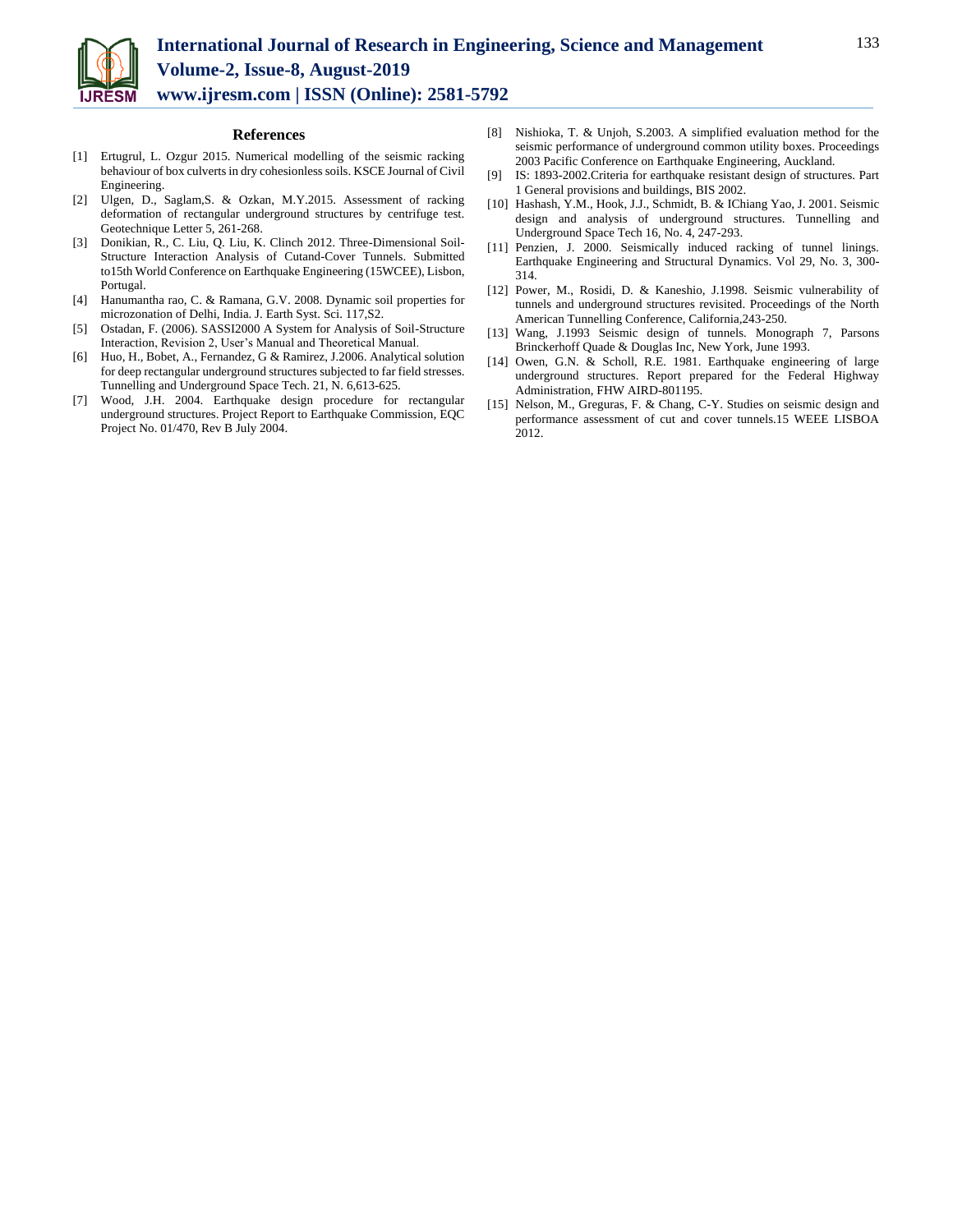## References

[1] Ertugrul, L. Ozgur 2015. Numerical modelling of the seismic racking behaviour of box culverts in dry cohesionless soils. KSCE Journal of Civil Engineering.

[2] Ulgen, D., Saglam,S. & Ozkan, M.Y.2015. Assessment of racking deformation of rectangular underground structures by centrifuge test. Geotechnique Letter 5, 261-268.

[3] Donikian, R., C. Liu, Q. Liu, K. Clinch 2012. Three-Dimensional Soil-Structure Interaction Analysis of Cutand-Cover Tunnels. Submitted to15th World Conference on Earthquake Engineering (15WCEE), Lisbon, Portugal.

[4] Hanumantha rao, C. & Ramana, G.V. 2008. Dynamic soil properties for microzonation of Delhi, India. J. Earth Syst. Sci. 117,S2.

[5] Ostadan, F. (2006). SASSI2000 A System for Analysis of Soil-Structure Interaction, Revision 2, User's Manual and Theoretical Manual.

[6] Huo, H., Bobet, A., Fernandez, G & Ramirez, J.2006. Analytical solution for deep rectangular underground structures subjected to far field stresses. Tunnelling and Underground Space Tech. 21, N. 6,613-625.

[7] Wood, J.H. 2004. Earthquake design procedure for rectangular underground structures. Project Report to Earthquake Commission, EQC Project No. 01/470, Rev B July 2004.

[8] Nishioka, T. & Unjoh, S.2003. A simplified evaluation method for the seismic performance of underground common utility boxes. Proceedings 2003 Pacific Conference on Earthquake Engineering, Auckland.

[9] IS: 1893-2002.Criteria for earthquake resistant design of structures. Part 1 General provisions and buildings, BIS 2002.

[10] Hashash, Y.M., Hook, J.J., Schmidt, B. & IChiang Yao, J. 2001. Seismic design and analysis of underground structures. Tunnelling and Underground Space Tech 16, No. 4, 247-293.

[11] Penzien, J. 2000. Seismically induced racking of tunnel linings. Earthquake Engineering and Structural Dynamics. Vol 29, No. 3, 300-314.

[12] Power, M., Rosidi, D. & Kaneshio, J.1998. Seismic vulnerability of tunnels and underground structures revisited. Proceedings of the North American Tunnelling Conference, California,243-250.

[13] Wang, J.1993 Seismic design of tunnels. Monograph 7, Parsons Brinckerhoff Quade & Douglas Inc, New York, June 1993.

[14] Owen, G.N. & Scholl, R.E. 1981. Earthquake engineering of large underground structures. Report prepared for the Federal Highway Administration, FHW AIRD-801195.

[15] Nelson, M., Greguras, F. & Chang, C-Y. Studies on seismic design and performance assessment of cut and cover tunnels.15 WEEE LISBOA 2012.